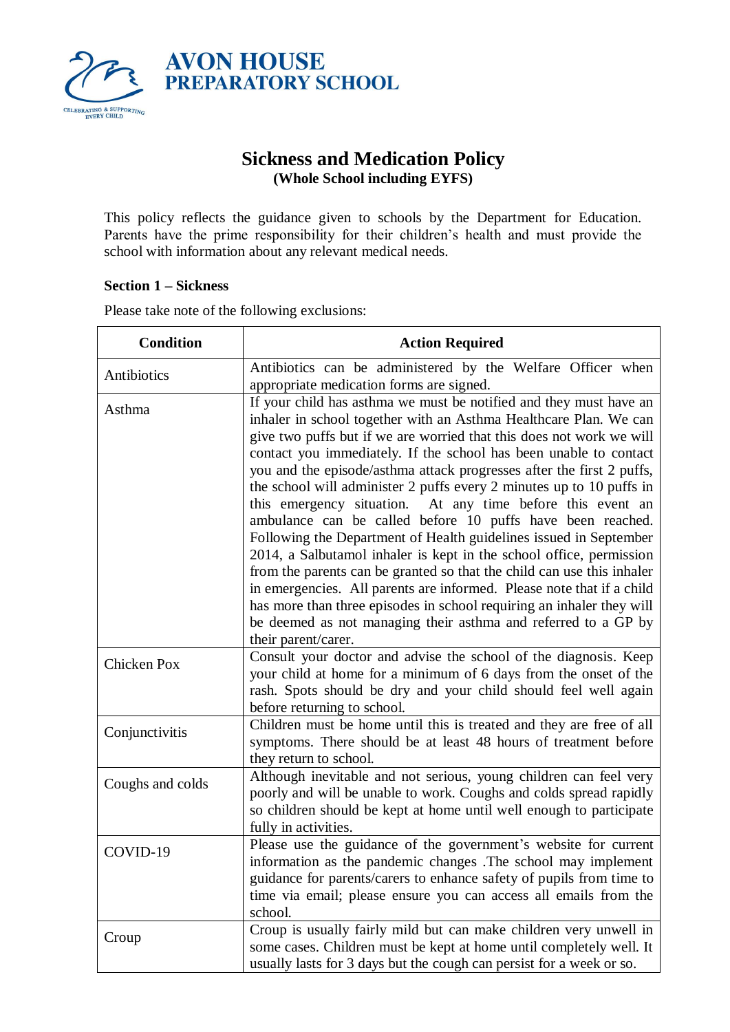# AVON HOUSE PREPARATORY SCHOOL

CELEBRATING & SUPPORTING EVERY CHILD

## Sickness and Medication Policy

**(Whole School including EYFS)**

This policy reflects the guidance given to schools by the Department for Education. Parents have the prime responsibility for their children's health and must provide the school with information about any relevant medical needs.

### Section 1 – Sickness

Please take note of the following exclusions:

| Condition | Action Required |
|---|---|
| Antibiotics | Antibiotics can be administered by the Welfare Officer when appropriate medication forms are signed. |
| Asthma | If your child has asthma we must be notified and they must have an inhaler in school together with an Asthma Healthcare Plan. We can give two puffs but if we are worried that this does not work we will contact you immediately. If the school has been unable to contact you and the episode/asthma attack progresses after the first 2 puffs, the school will administer 2 puffs every 2 minutes up to 10 puffs in this emergency situation. At any time before this event an ambulance can be called before 10 puffs have been reached. Following the Department of Health guidelines issued in September 2014, a Salbutamol inhaler is kept in the school office, permission from the parents can be granted so that the child can use this inhaler in emergencies. All parents are informed. Please note that if a child has more than three episodes in school requiring an inhaler they will be deemed as not managing their asthma and referred to a GP by their parent/carer. |
| Chicken Pox | Consult your doctor and advise the school of the diagnosis. Keep your child at home for a minimum of 6 days from the onset of the rash. Spots should be dry and your child should feel well again before returning to school. |
| Conjunctivitis | Children must be home until this is treated and they are free of all symptoms. There should be at least 48 hours of treatment before they return to school. |
| Coughs and colds | Although inevitable and not serious, young children can feel very poorly and will be unable to work. Coughs and colds spread rapidly so children should be kept at home until well enough to participate fully in activities. |
| COVID-19 | Please use the guidance of the government's website for current information as the pandemic changes .The school may implement guidance for parents/carers to enhance safety of pupils from time to time via email; please ensure you can access all emails from the school. |
| Croup | Croup is usually fairly mild but can make children very unwell in some cases. Children must be kept at home until completely well. It usually lasts for 3 days but the cough can persist for a week or so. |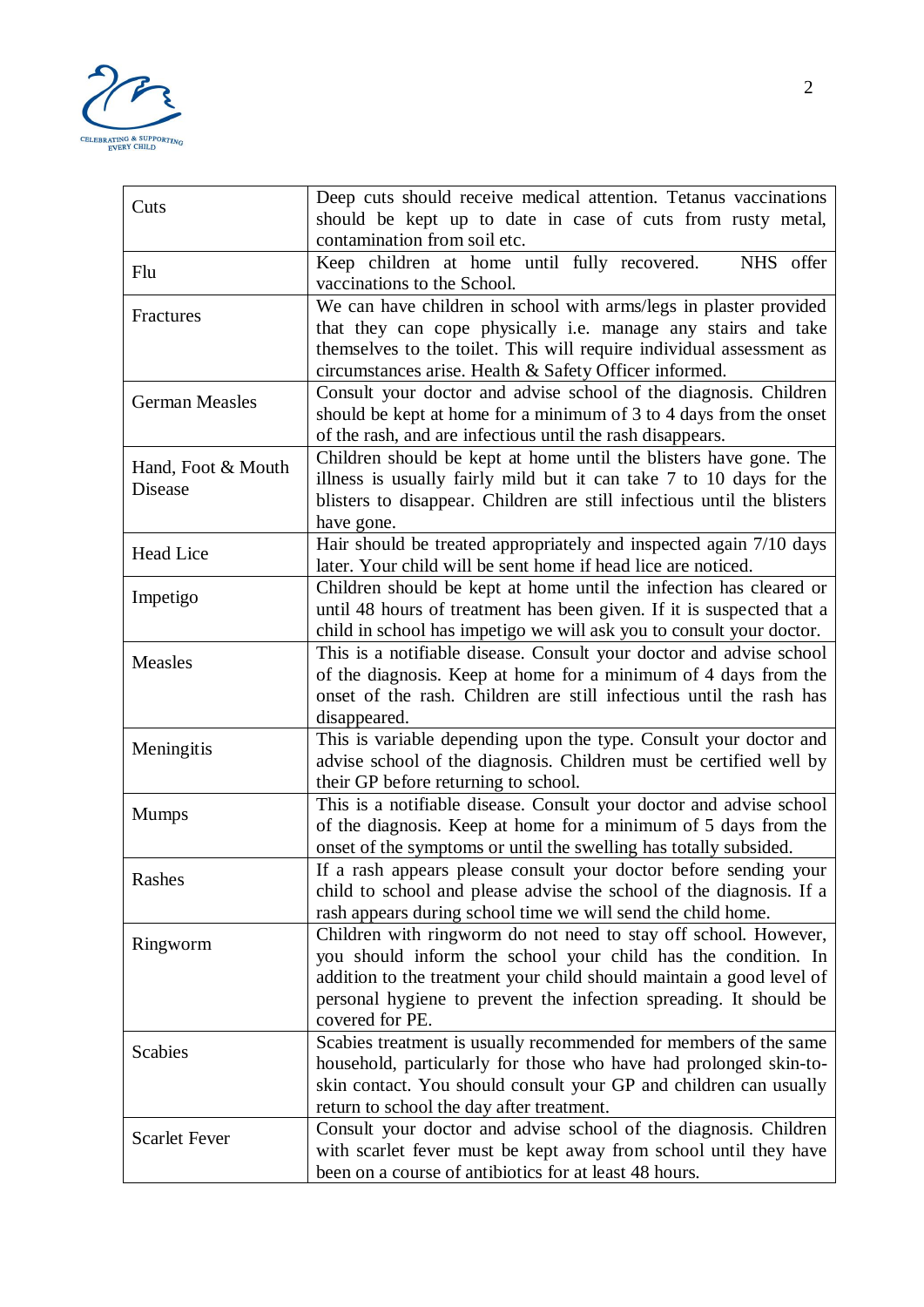| | |
|---|---|
| Cuts | Deep cuts should receive medical attention. Tetanus vaccinations should be kept up to date in case of cuts from rusty metal, contamination from soil etc. |
| Flu | Keep children at home until fully recovered. NHS offer vaccinations to the School. |
| Fractures | We can have children in school with arms/legs in plaster provided that they can cope physically i.e. manage any stairs and take themselves to the toilet. This will require individual assessment as circumstances arise. Health & Safety Officer informed. |
| German Measles | Consult your doctor and advise school of the diagnosis. Children should be kept at home for a minimum of 3 to 4 days from the onset of the rash, and are infectious until the rash disappears. |
| Hand, Foot & Mouth Disease | Children should be kept at home until the blisters have gone. The illness is usually fairly mild but it can take 7 to 10 days for the blisters to disappear. Children are still infectious until the blisters have gone. |
| Head Lice | Hair should be treated appropriately and inspected again 7/10 days later. Your child will be sent home if head lice are noticed. |
| Impetigo | Children should be kept at home until the infection has cleared or until 48 hours of treatment has been given. If it is suspected that a child in school has impetigo we will ask you to consult your doctor. |
| Measles | This is a notifiable disease. Consult your doctor and advise school of the diagnosis. Keep at home for a minimum of 4 days from the onset of the rash. Children are still infectious until the rash has disappeared. |
| Meningitis | This is variable depending upon the type. Consult your doctor and advise school of the diagnosis. Children must be certified well by their GP before returning to school. |
| Mumps | This is a notifiable disease. Consult your doctor and advise school of the diagnosis. Keep at home for a minimum of 5 days from the onset of the symptoms or until the swelling has totally subsided. |
| Rashes | If a rash appears please consult your doctor before sending your child to school and please advise the school of the diagnosis. If a rash appears during school time we will send the child home. |
| Ringworm | Children with ringworm do not need to stay off school. However, you should inform the school your child has the condition. In addition to the treatment your child should maintain a good level of personal hygiene to prevent the infection spreading. It should be covered for PE. |
| Scabies | Scabies treatment is usually recommended for members of the same household, particularly for those who have had prolonged skin-to-skin contact. You should consult your GP and children can usually return to school the day after treatment. |
| Scarlet Fever | Consult your doctor and advise school of the diagnosis. Children with scarlet fever must be kept away from school until they have been on a course of antibiotics for at least 48 hours. |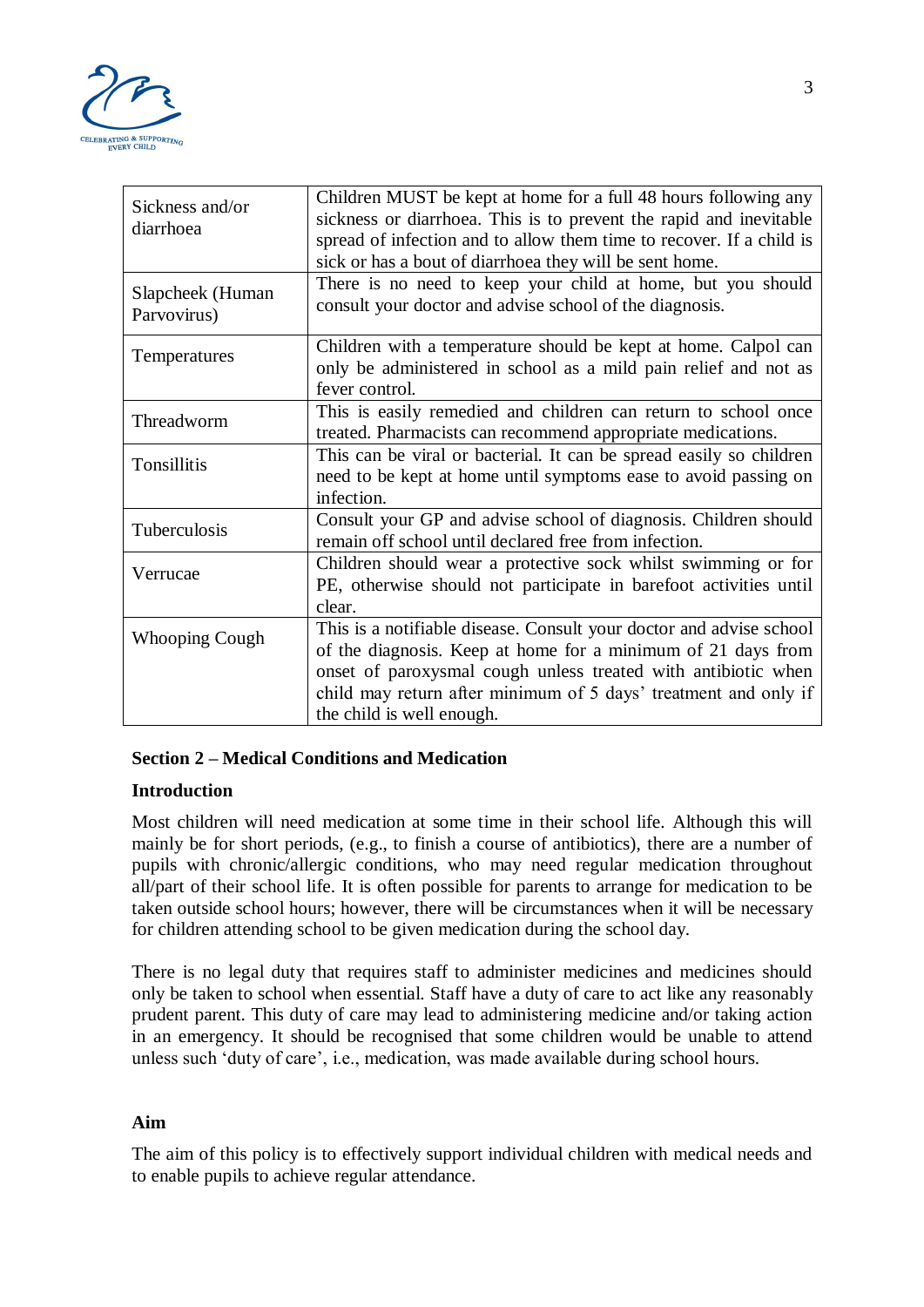| | |
|---|---|
| Sickness and/or diarrhoea | Children MUST be kept at home for a full 48 hours following any sickness or diarrhoea. This is to prevent the rapid and inevitable spread of infection and to allow them time to recover. If a child is sick or has a bout of diarrhoea they will be sent home. |
| Slapcheek (Human Parvovirus) | There is no need to keep your child at home, but you should consult your doctor and advise school of the diagnosis. |
| Temperatures | Children with a temperature should be kept at home. Calpol can only be administered in school as a mild pain relief and not as fever control. |
| Threadworm | This is easily remedied and children can return to school once treated. Pharmacists can recommend appropriate medications. |
| Tonsillitis | This can be viral or bacterial. It can be spread easily so children need to be kept at home until symptoms ease to avoid passing on infection. |
| Tuberculosis | Consult your GP and advise school of diagnosis. Children should remain off school until declared free from infection. |
| Verrucae | Children should wear a protective sock whilst swimming or for PE, otherwise should not participate in barefoot activities until clear. |
| Whooping Cough | This is a notifiable disease. Consult your doctor and advise school of the diagnosis. Keep at home for a minimum of 21 days from onset of paroxysmal cough unless treated with antibiotic when child may return after minimum of 5 days' treatment and only if the child is well enough. |

## Section 2 – Medical Conditions and Medication

### Introduction

Most children will need medication at some time in their school life. Although this will mainly be for short periods, (e.g., to finish a course of antibiotics), there are a number of pupils with chronic/allergic conditions, who may need regular medication throughout all/part of their school life. It is often possible for parents to arrange for medication to be taken outside school hours; however, there will be circumstances when it will be necessary for children attending school to be given medication during the school day.

There is no legal duty that requires staff to administer medicines and medicines should only be taken to school when essential. Staff have a duty of care to act like any reasonably prudent parent. This duty of care may lead to administering medicine and/or taking action in an emergency. It should be recognised that some children would be unable to attend unless such 'duty of care', i.e., medication, was made available during school hours.

### Aim

The aim of this policy is to effectively support individual children with medical needs and to enable pupils to achieve regular attendance.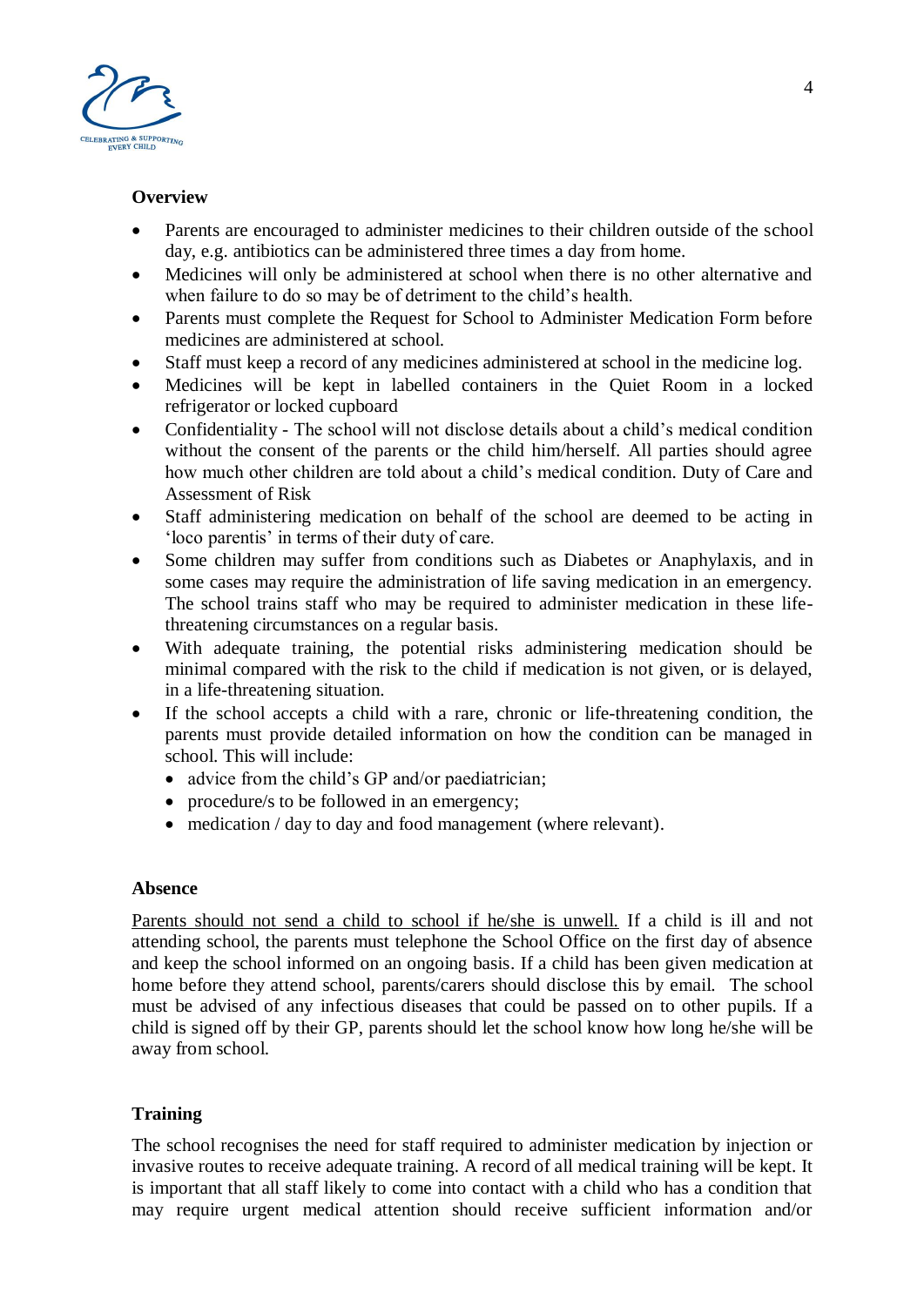**Overview**

- Parents are encouraged to administer medicines to their children outside of the school day, e.g. antibiotics can be administered three times a day from home.
- Medicines will only be administered at school when there is no other alternative and when failure to do so may be of detriment to the child's health.
- Parents must complete the Request for School to Administer Medication Form before medicines are administered at school.
- Staff must keep a record of any medicines administered at school in the medicine log.
- Medicines will be kept in labelled containers in the Quiet Room in a locked refrigerator or locked cupboard
- Confidentiality - The school will not disclose details about a child's medical condition without the consent of the parents or the child him/herself. All parties should agree how much other children are told about a child's medical condition. Duty of Care and Assessment of Risk
- Staff administering medication on behalf of the school are deemed to be acting in 'loco parentis' in terms of their duty of care.
- Some children may suffer from conditions such as Diabetes or Anaphylaxis, and in some cases may require the administration of life saving medication in an emergency. The school trains staff who may be required to administer medication in these life-threatening circumstances on a regular basis.
- With adequate training, the potential risks administering medication should be minimal compared with the risk to the child if medication is not given, or is delayed, in a life-threatening situation.
- If the school accepts a child with a rare, chronic or life-threatening condition, the parents must provide detailed information on how the condition can be managed in school. This will include:
  - advice from the child's GP and/or paediatrician;
  - procedure/s to be followed in an emergency;
  - medication / day to day and food management (where relevant).

**Absence**

<u>Parents should not send a child to school if he/she is unwell.</u> If a child is ill and not attending school, the parents must telephone the School Office on the first day of absence and keep the school informed on an ongoing basis. If a child has been given medication at home before they attend school, parents/carers should disclose this by email. The school must be advised of any infectious diseases that could be passed on to other pupils. If a child is signed off by their GP, parents should let the school know how long he/she will be away from school.

**Training**

The school recognises the need for staff required to administer medication by injection or invasive routes to receive adequate training. A record of all medical training will be kept. It is important that all staff likely to come into contact with a child who has a condition that may require urgent medical attention should receive sufficient information and/or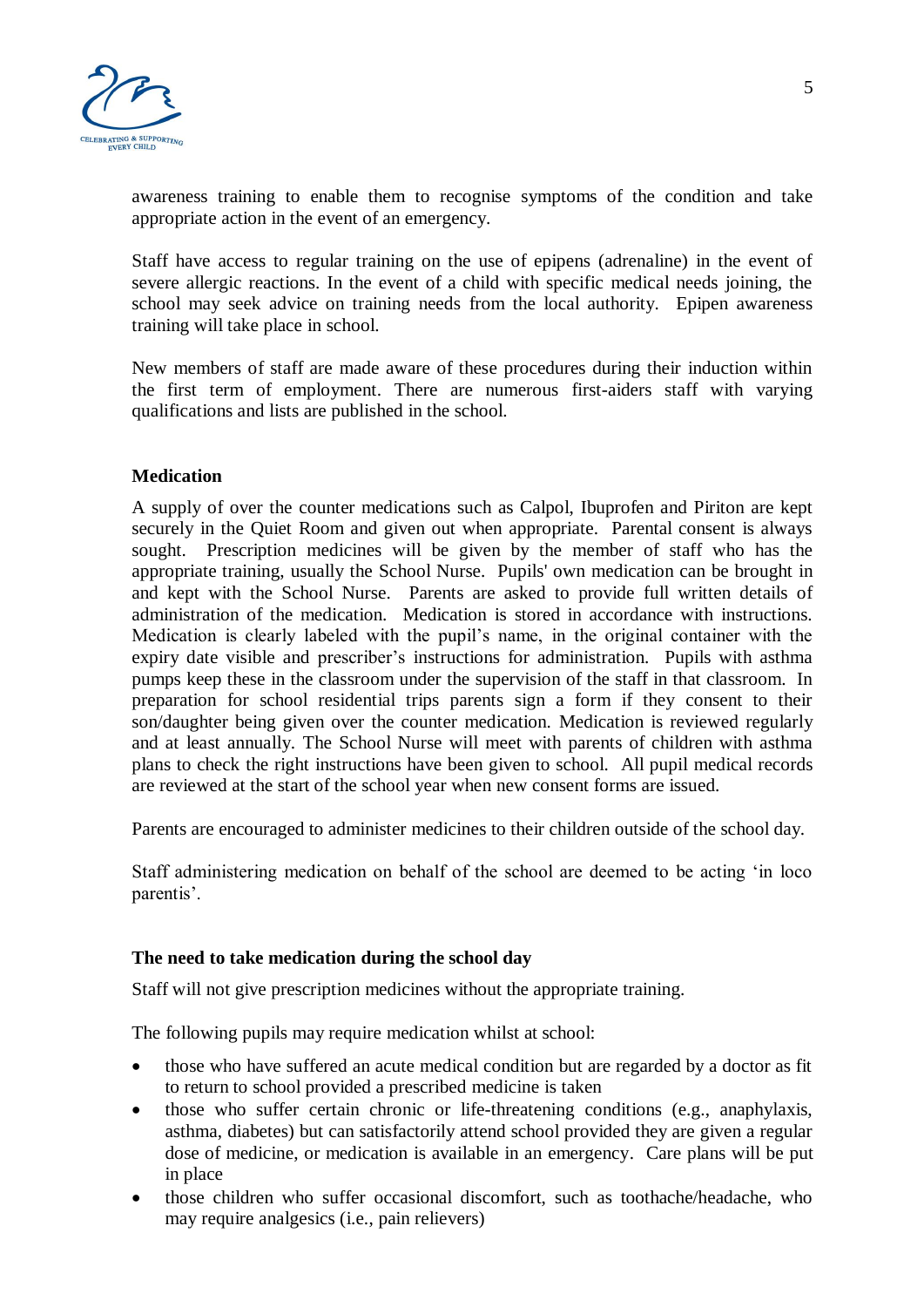awareness training to enable them to recognise symptoms of the condition and take appropriate action in the event of an emergency.

Staff have access to regular training on the use of epipens (adrenaline) in the event of severe allergic reactions. In the event of a child with specific medical needs joining, the school may seek advice on training needs from the local authority. Epipen awareness training will take place in school.

New members of staff are made aware of these procedures during their induction within the first term of employment. There are numerous first-aiders staff with varying qualifications and lists are published in the school.

**Medication**

A supply of over the counter medications such as Calpol, Ibuprofen and Piriton are kept securely in the Quiet Room and given out when appropriate. Parental consent is always sought. Prescription medicines will be given by the member of staff who has the appropriate training, usually the School Nurse. Pupils' own medication can be brought in and kept with the School Nurse. Parents are asked to provide full written details of administration of the medication. Medication is stored in accordance with instructions. Medication is clearly labeled with the pupil's name, in the original container with the expiry date visible and prescriber's instructions for administration. Pupils with asthma pumps keep these in the classroom under the supervision of the staff in that classroom. In preparation for school residential trips parents sign a form if they consent to their son/daughter being given over the counter medication. Medication is reviewed regularly and at least annually. The School Nurse will meet with parents of children with asthma plans to check the right instructions have been given to school. All pupil medical records are reviewed at the start of the school year when new consent forms are issued.

Parents are encouraged to administer medicines to their children outside of the school day.

Staff administering medication on behalf of the school are deemed to be acting 'in loco parentis'.

**The need to take medication during the school day**

Staff will not give prescription medicines without the appropriate training.

The following pupils may require medication whilst at school:

- those who have suffered an acute medical condition but are regarded by a doctor as fit to return to school provided a prescribed medicine is taken
- those who suffer certain chronic or life-threatening conditions (e.g., anaphylaxis, asthma, diabetes) but can satisfactorily attend school provided they are given a regular dose of medicine, or medication is available in an emergency. Care plans will be put in place
- those children who suffer occasional discomfort, such as toothache/headache, who may require analgesics (i.e., pain relievers)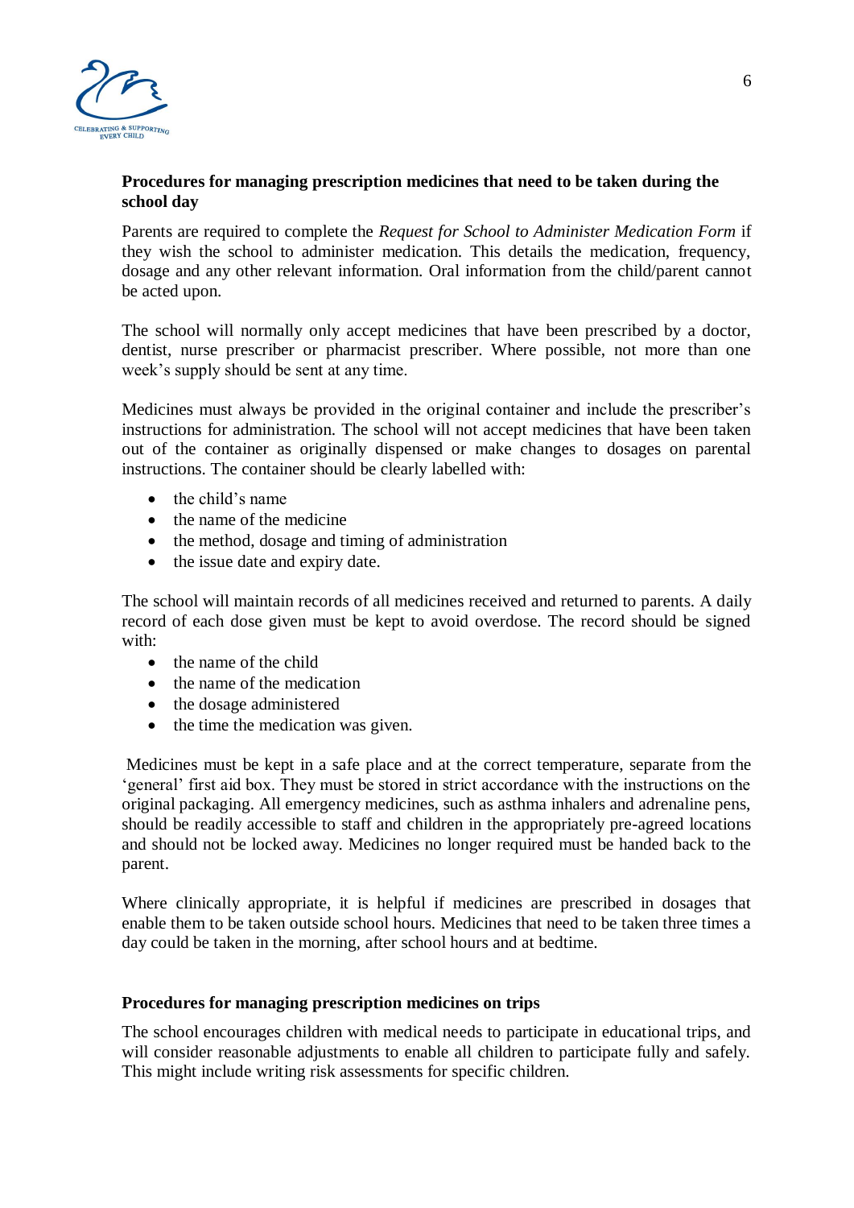**Procedures for managing prescription medicines that need to be taken during the school day**

Parents are required to complete the *Request for School to Administer Medication Form* if they wish the school to administer medication. This details the medication, frequency, dosage and any other relevant information. Oral information from the child/parent cannot be acted upon.

The school will normally only accept medicines that have been prescribed by a doctor, dentist, nurse prescriber or pharmacist prescriber. Where possible, not more than one week's supply should be sent at any time.

Medicines must always be provided in the original container and include the prescriber's instructions for administration. The school will not accept medicines that have been taken out of the container as originally dispensed or make changes to dosages on parental instructions. The container should be clearly labelled with:

- the child's name
- the name of the medicine
- the method, dosage and timing of administration
- the issue date and expiry date.

The school will maintain records of all medicines received and returned to parents. A daily record of each dose given must be kept to avoid overdose. The record should be signed with:

- the name of the child
- the name of the medication
- the dosage administered
- the time the medication was given.

Medicines must be kept in a safe place and at the correct temperature, separate from the 'general' first aid box. They must be stored in strict accordance with the instructions on the original packaging. All emergency medicines, such as asthma inhalers and adrenaline pens, should be readily accessible to staff and children in the appropriately pre-agreed locations and should not be locked away. Medicines no longer required must be handed back to the parent.

Where clinically appropriate, it is helpful if medicines are prescribed in dosages that enable them to be taken outside school hours. Medicines that need to be taken three times a day could be taken in the morning, after school hours and at bedtime.

**Procedures for managing prescription medicines on trips**

The school encourages children with medical needs to participate in educational trips, and will consider reasonable adjustments to enable all children to participate fully and safely. This might include writing risk assessments for specific children.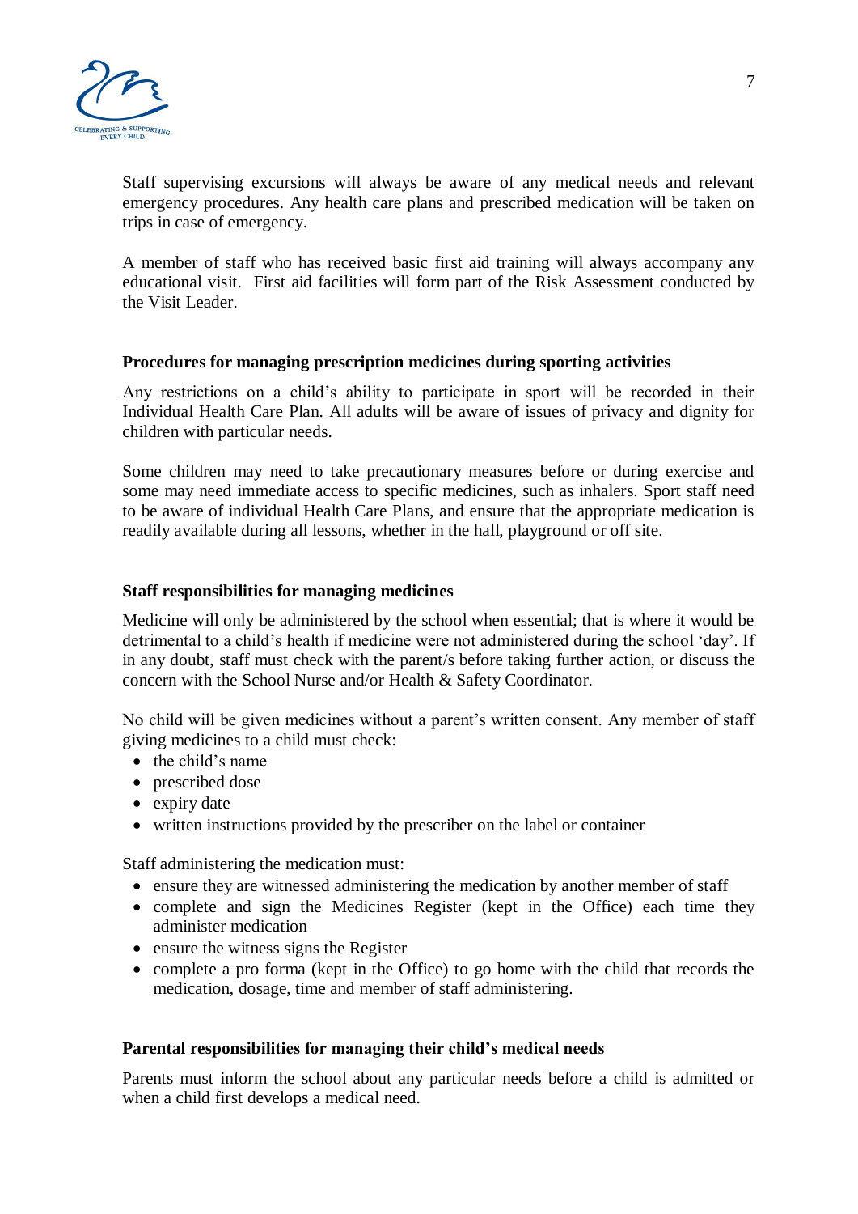Staff supervising excursions will always be aware of any medical needs and relevant emergency procedures. Any health care plans and prescribed medication will be taken on trips in case of emergency.

A member of staff who has received basic first aid training will always accompany any educational visit. First aid facilities will form part of the Risk Assessment conducted by the Visit Leader.

### Procedures for managing prescription medicines during sporting activities

Any restrictions on a child's ability to participate in sport will be recorded in their Individual Health Care Plan. All adults will be aware of issues of privacy and dignity for children with particular needs.

Some children may need to take precautionary measures before or during exercise and some may need immediate access to specific medicines, such as inhalers. Sport staff need to be aware of individual Health Care Plans, and ensure that the appropriate medication is readily available during all lessons, whether in the hall, playground or off site.

### Staff responsibilities for managing medicines

Medicine will only be administered by the school when essential; that is where it would be detrimental to a child's health if medicine were not administered during the school 'day'. If in any doubt, staff must check with the parent/s before taking further action, or discuss the concern with the School Nurse and/or Health & Safety Coordinator.

No child will be given medicines without a parent's written consent. Any member of staff giving medicines to a child must check:

- the child's name
- prescribed dose
- expiry date
- written instructions provided by the prescriber on the label or container

Staff administering the medication must:

- ensure they are witnessed administering the medication by another member of staff
- complete and sign the Medicines Register (kept in the Office) each time they administer medication
- ensure the witness signs the Register
- complete a pro forma (kept in the Office) to go home with the child that records the medication, dosage, time and member of staff administering.

### Parental responsibilities for managing their child's medical needs

Parents must inform the school about any particular needs before a child is admitted or when a child first develops a medical need.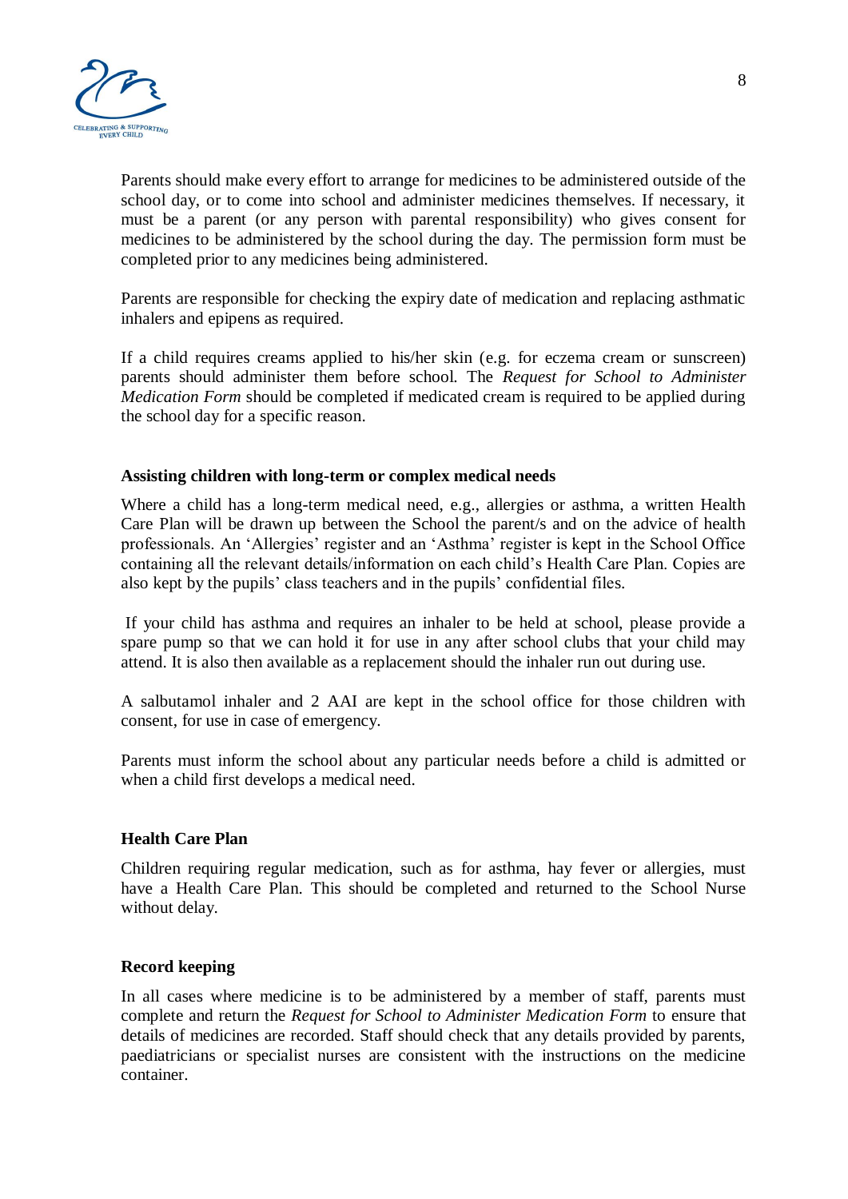Parents should make every effort to arrange for medicines to be administered outside of the school day, or to come into school and administer medicines themselves. If necessary, it must be a parent (or any person with parental responsibility) who gives consent for medicines to be administered by the school during the day. The permission form must be completed prior to any medicines being administered.

Parents are responsible for checking the expiry date of medication and replacing asthmatic inhalers and epipens as required.

If a child requires creams applied to his/her skin (e.g. for eczema cream or sunscreen) parents should administer them before school. The *Request for School to Administer Medication Form* should be completed if medicated cream is required to be applied during the school day for a specific reason.

**Assisting children with long-term or complex medical needs**

Where a child has a long-term medical need, e.g., allergies or asthma, a written Health Care Plan will be drawn up between the School the parent/s and on the advice of health professionals. An 'Allergies' register and an 'Asthma' register is kept in the School Office containing all the relevant details/information on each child's Health Care Plan. Copies are also kept by the pupils' class teachers and in the pupils' confidential files.

If your child has asthma and requires an inhaler to be held at school, please provide a spare pump so that we can hold it for use in any after school clubs that your child may attend. It is also then available as a replacement should the inhaler run out during use.

A salbutamol inhaler and 2 AAI are kept in the school office for those children with consent, for use in case of emergency.

Parents must inform the school about any particular needs before a child is admitted or when a child first develops a medical need.

**Health Care Plan**

Children requiring regular medication, such as for asthma, hay fever or allergies, must have a Health Care Plan. This should be completed and returned to the School Nurse without delay.

**Record keeping**

In all cases where medicine is to be administered by a member of staff, parents must complete and return the *Request for School to Administer Medication Form* to ensure that details of medicines are recorded. Staff should check that any details provided by parents, paediatricians or specialist nurses are consistent with the instructions on the medicine container.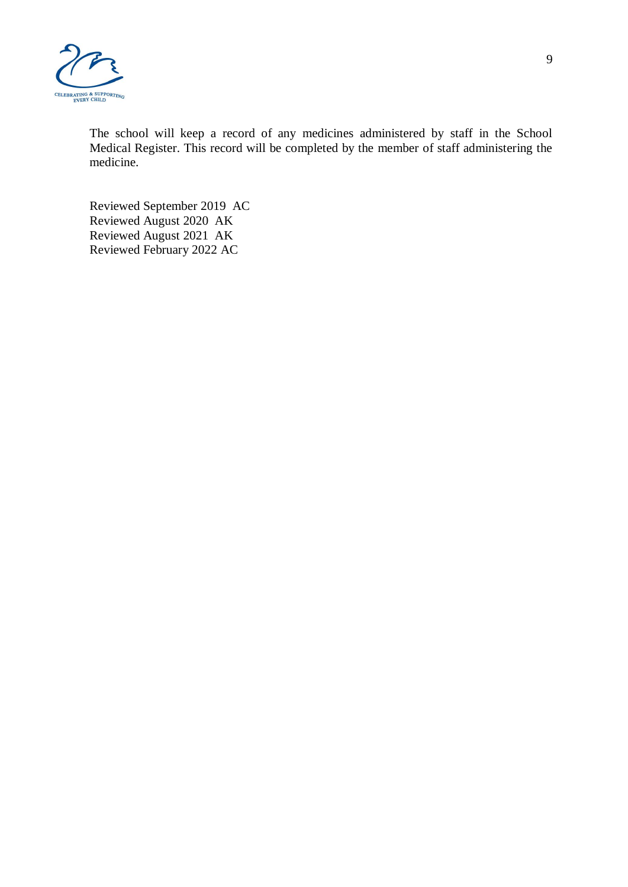The school will keep a record of any medicines administered by staff in the School Medical Register. This record will be completed by the member of staff administering the medicine.

Reviewed September 2019 AC  
Reviewed August 2020 AK  
Reviewed August 2021 AK  
Reviewed February 2022 AC